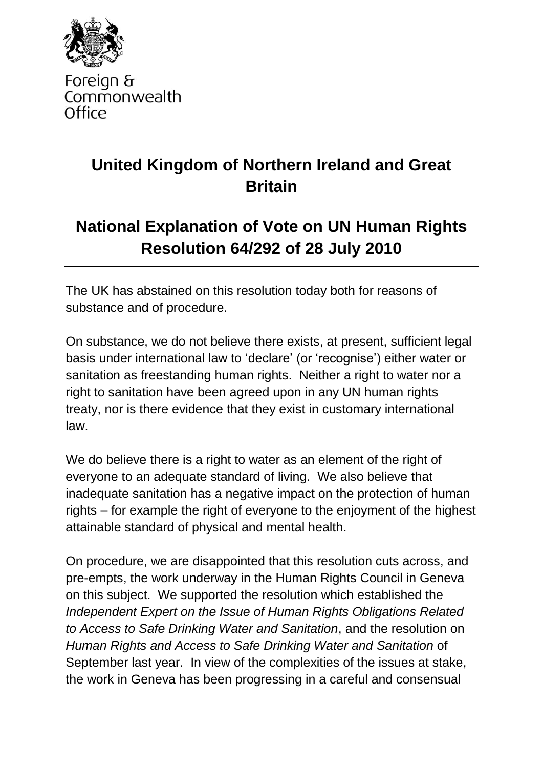Foreign & Commonwealth Office

# United Kingdom of Northern Ireland and Great Britain

## National Explanation of Vote on UN Human Rights Resolution 64/292 of 28 July 2010

---

The UK has abstained on this resolution today both for reasons of substance and of procedure.

On substance, we do not believe there exists, at present, sufficient legal basis under international law to 'declare' (or 'recognise') either water or sanitation as freestanding human rights. Neither a right to water nor a right to sanitation have been agreed upon in any UN human rights treaty, nor is there evidence that they exist in customary international law.

We do believe there is a right to water as an element of the right of everyone to an adequate standard of living. We also believe that inadequate sanitation has a negative impact on the protection of human rights – for example the right of everyone to the enjoyment of the highest attainable standard of physical and mental health.

On procedure, we are disappointed that this resolution cuts across, and pre-empts, the work underway in the Human Rights Council in Geneva on this subject. We supported the resolution which established the *Independent Expert on the Issue of Human Rights Obligations Related to Access to Safe Drinking Water and Sanitation*, and the resolution on *Human Rights and Access to Safe Drinking Water and Sanitation* of September last year. In view of the complexities of the issues at stake, the work in Geneva has been progressing in a careful and consensual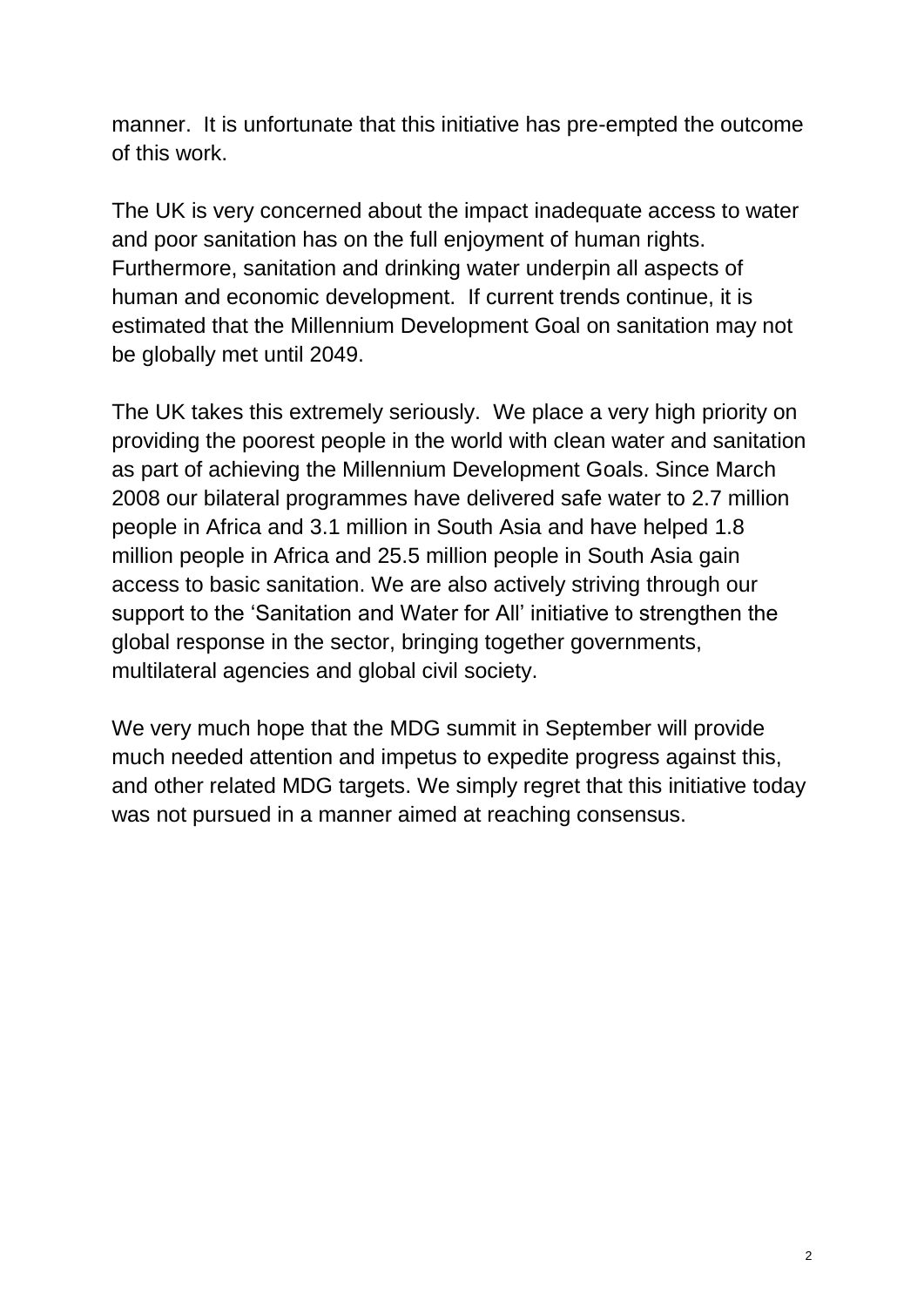manner. It is unfortunate that this initiative has pre-empted the outcome of this work.

The UK is very concerned about the impact inadequate access to water and poor sanitation has on the full enjoyment of human rights. Furthermore, sanitation and drinking water underpin all aspects of human and economic development. If current trends continue, it is estimated that the Millennium Development Goal on sanitation may not be globally met until 2049.

The UK takes this extremely seriously. We place a very high priority on providing the poorest people in the world with clean water and sanitation as part of achieving the Millennium Development Goals. Since March 2008 our bilateral programmes have delivered safe water to 2.7 million people in Africa and 3.1 million in South Asia and have helped 1.8 million people in Africa and 25.5 million people in South Asia gain access to basic sanitation. We are also actively striving through our support to the 'Sanitation and Water for All' initiative to strengthen the global response in the sector, bringing together governments, multilateral agencies and global civil society.

We very much hope that the MDG summit in September will provide much needed attention and impetus to expedite progress against this, and other related MDG targets. We simply regret that this initiative today was not pursued in a manner aimed at reaching consensus.